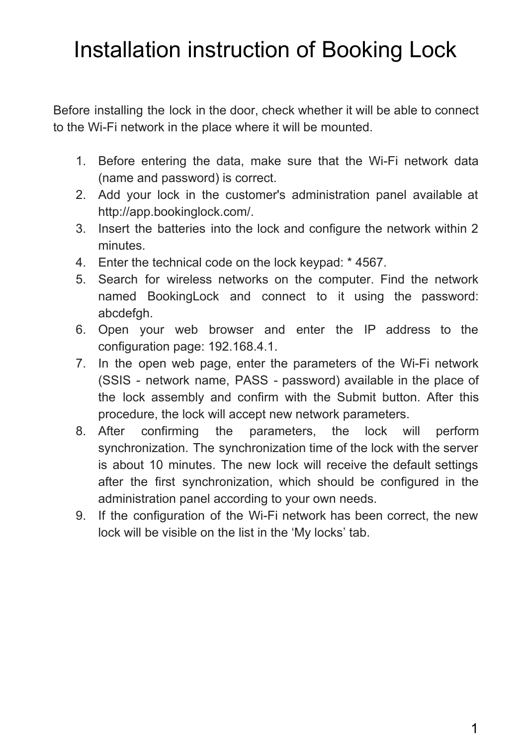# Installation instruction of Booking Lock

Before installing the lock in the door, check whether it will be able to connect to the Wi-Fi network in the place where it will be mounted.

1. Before entering the data, make sure that the Wi-Fi network data (name and password) is correct.
2. Add your lock in the customer's administration panel available at http://app.bookinglock.com/.
3. Insert the batteries into the lock and configure the network within 2 minutes.
4. Enter the technical code on the lock keypad: * 4567.
5. Search for wireless networks on the computer. Find the network named BookingLock and connect to it using the password: abcdefgh.
6. Open your web browser and enter the IP address to the configuration page: 192.168.4.1.
7. In the open web page, enter the parameters of the Wi-Fi network (SSIS - network name, PASS - password) available in the place of the lock assembly and confirm with the Submit button. After this procedure, the lock will accept new network parameters.
8. After confirming the parameters, the lock will perform synchronization. The synchronization time of the lock with the server is about 10 minutes. The new lock will receive the default settings after the first synchronization, which should be configured in the administration panel according to your own needs.
9. If the configuration of the Wi-Fi network has been correct, the new lock will be visible on the list in the ‘My locks’ tab.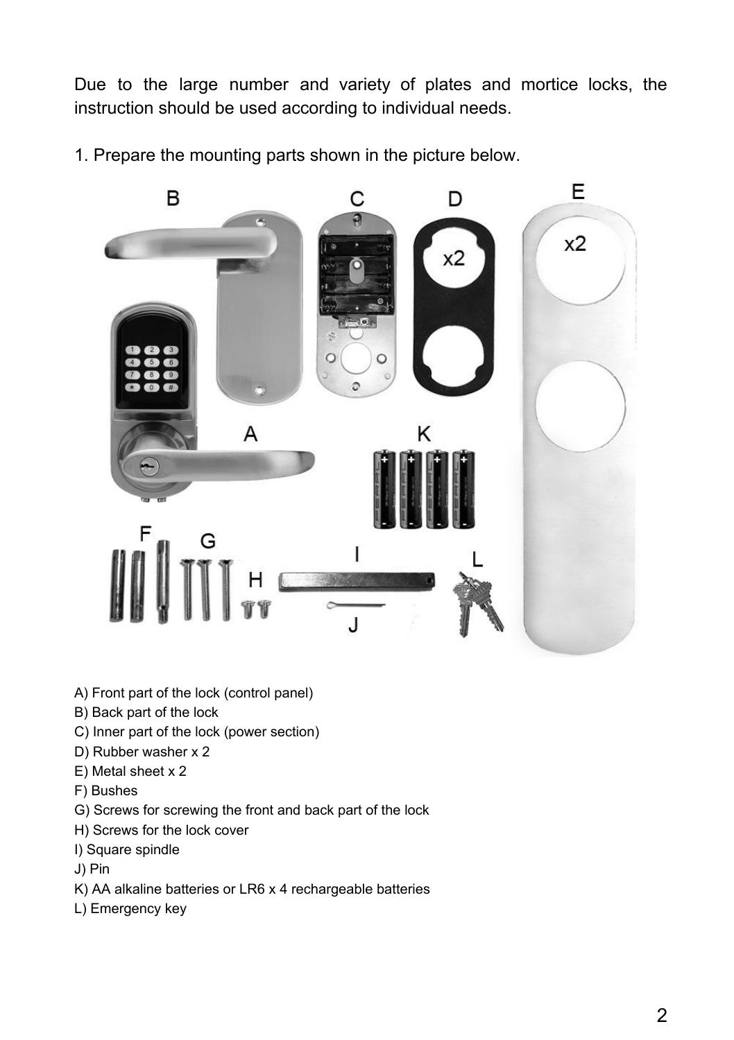Due to the large number and variety of plates and mortice locks, the instruction should be used according to individual needs.

1. Prepare the mounting parts shown in the picture below.

A) Front part of the lock (control panel)
B) Back part of the lock
C) Inner part of the lock (power section)
D) Rubber washer x 2
E) Metal sheet x 2
F) Bushes
G) Screws for screwing the front and back part of the lock
H) Screws for the lock cover
I) Square spindle
J) Pin
K) AA alkaline batteries or LR6 x 4 rechargeable batteries
L) Emergency key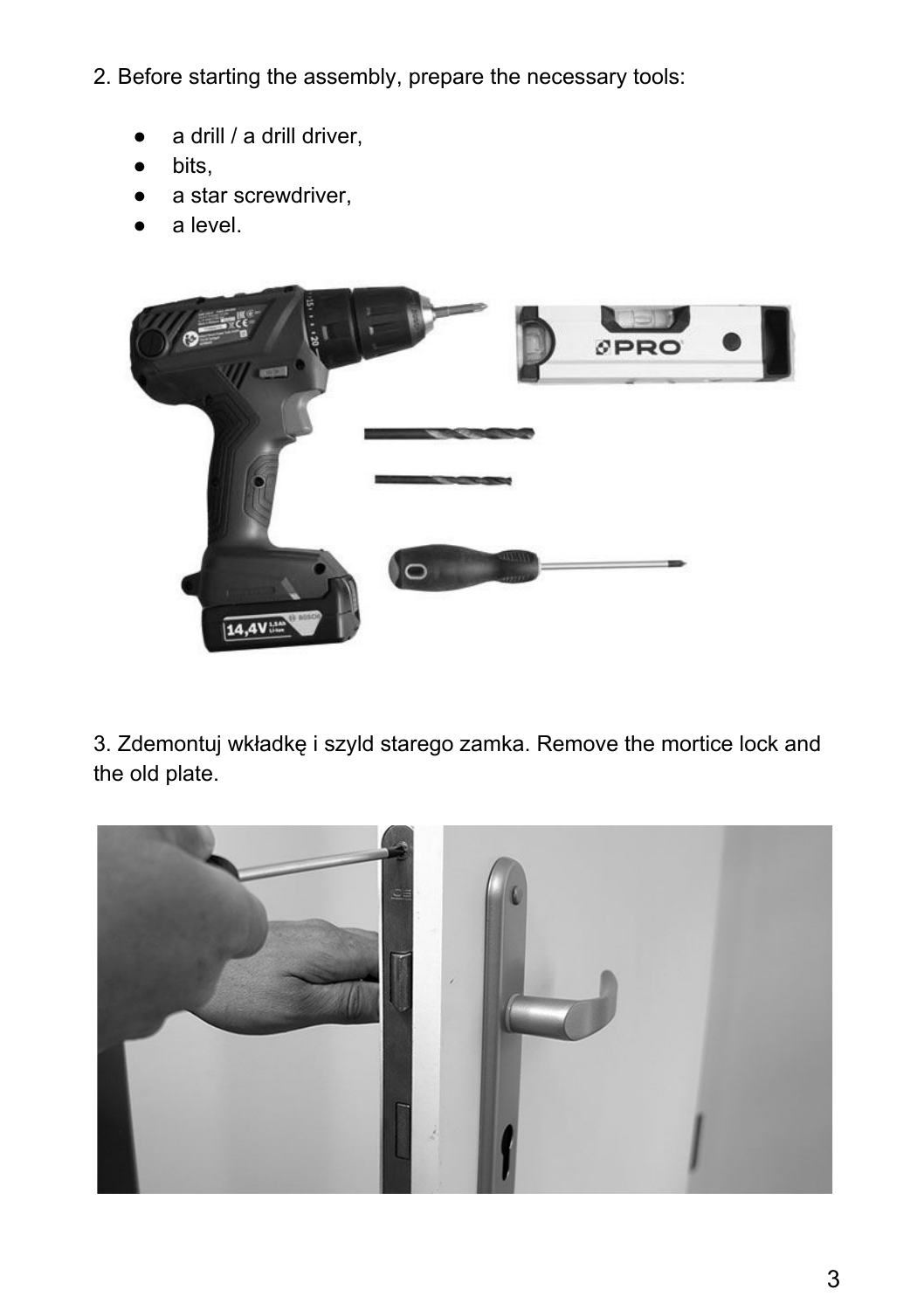2. Before starting the assembly, prepare the necessary tools:

- a drill / a drill driver,
- bits,
- a star screwdriver,
- a level.

3. Zdemontuj wkładkę i szyld starego zamka. Remove the mortice lock and the old plate.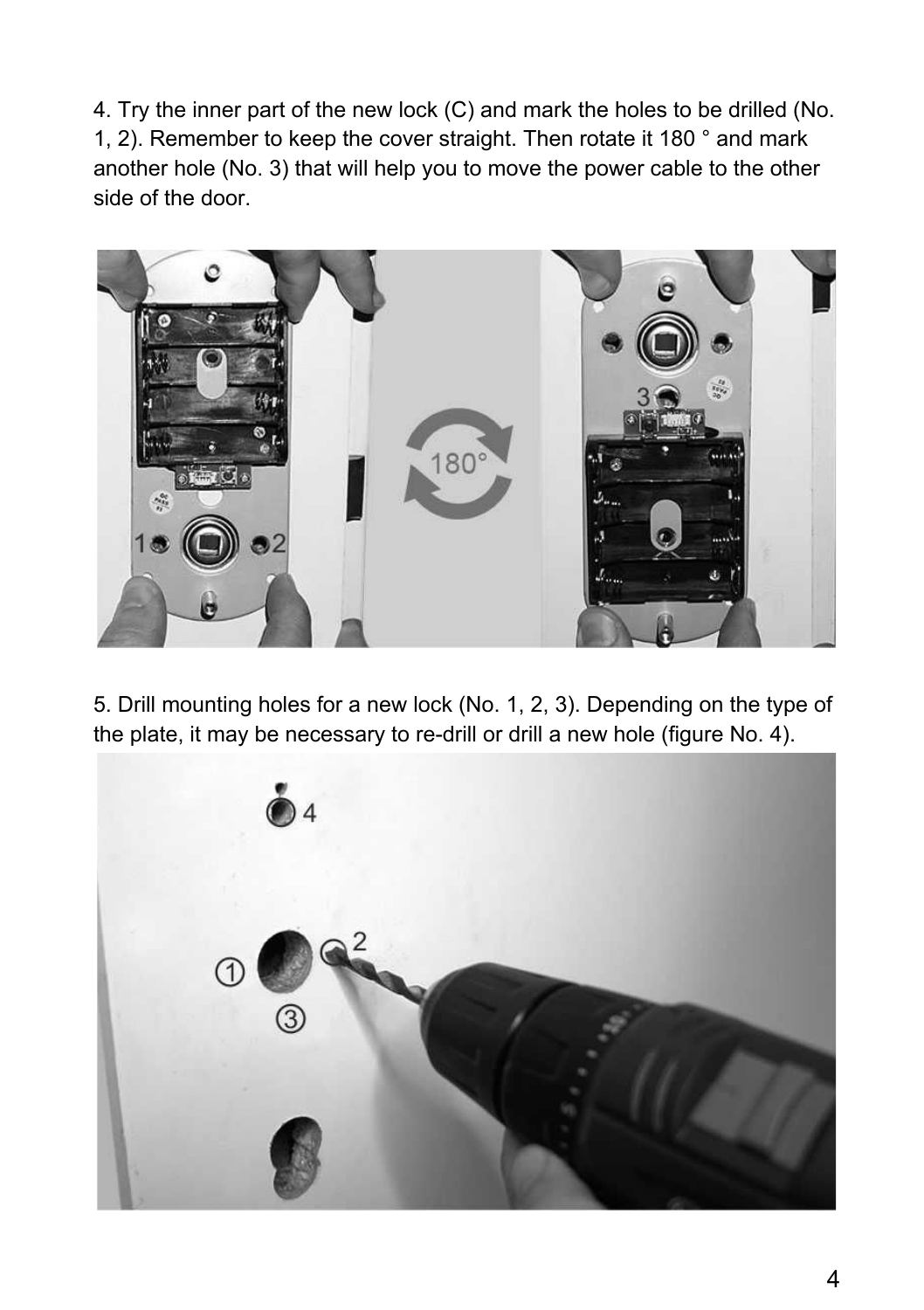4. Try the inner part of the new lock (C) and mark the holes to be drilled (No. 1, 2). Remember to keep the cover straight. Then rotate it 180 ° and mark another hole (No. 3) that will help you to move the power cable to the other side of the door.

5. Drill mounting holes for a new lock (No. 1, 2, 3). Depending on the type of the plate, it may be necessary to re-drill or drill a new hole (figure No. 4).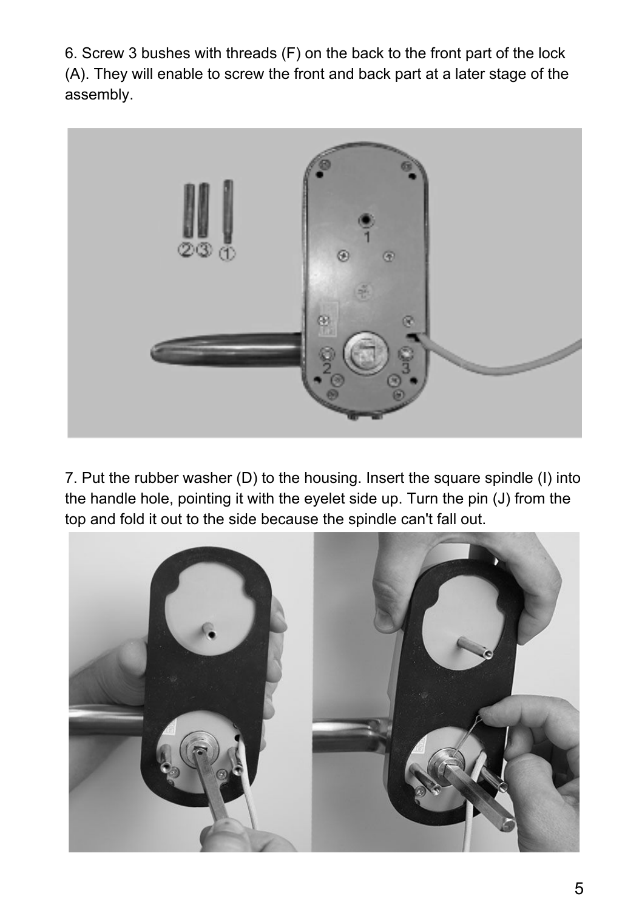6. Screw 3 bushes with threads (F) on the back to the front part of the lock (A). They will enable to screw the front and back part at a later stage of the assembly.

7. Put the rubber washer (D) to the housing. Insert the square spindle (I) into the handle hole, pointing it with the eyelet side up. Turn the pin (J) from the top and fold it out to the side because the spindle can't fall out.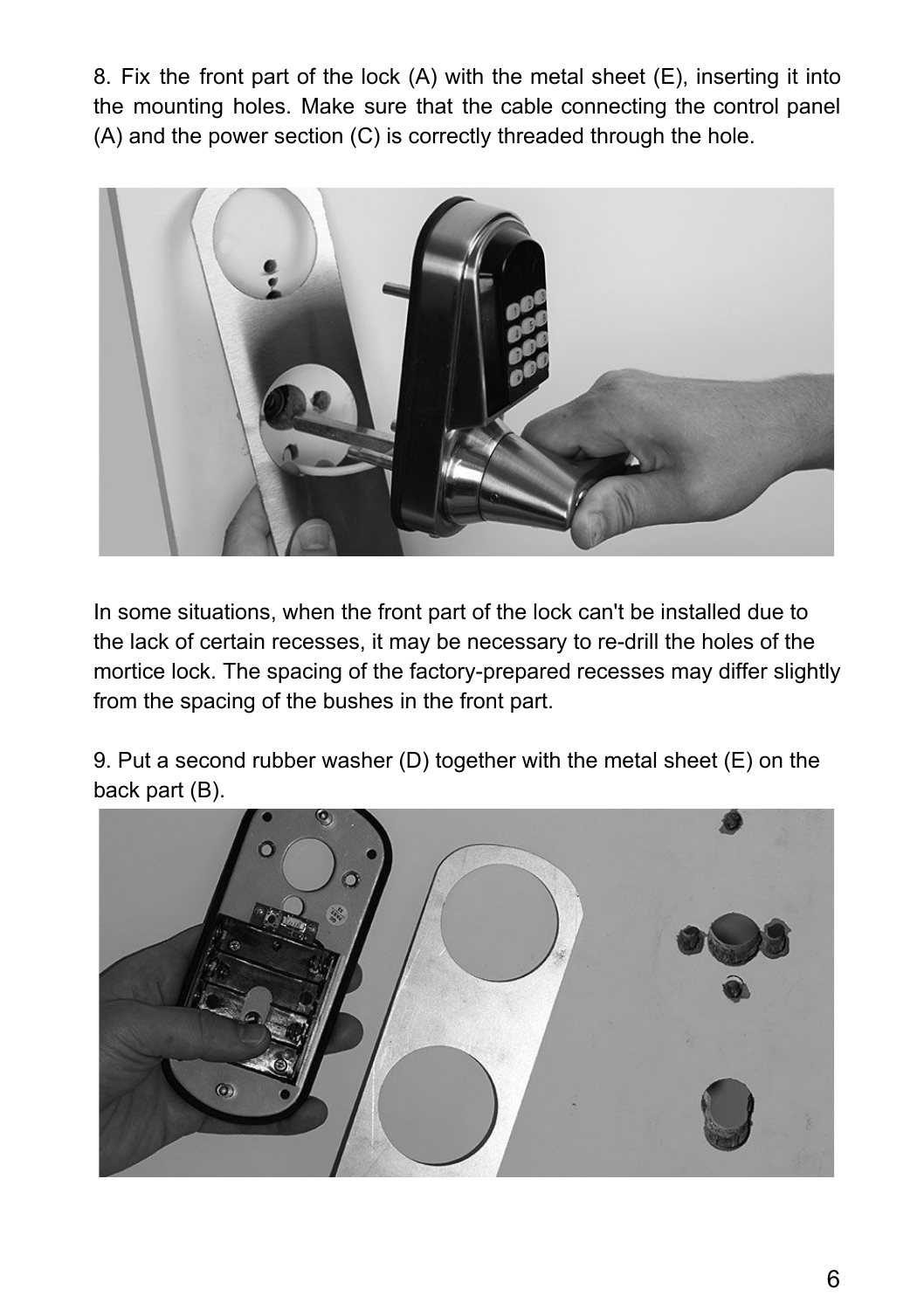8. Fix the front part of the lock (A) with the metal sheet (E), inserting it into the mounting holes. Make sure that the cable connecting the control panel (A) and the power section (C) is correctly threaded through the hole.

In some situations, when the front part of the lock can't be installed due to the lack of certain recesses, it may be necessary to re-drill the holes of the mortice lock. The spacing of the factory-prepared recesses may differ slightly from the spacing of the bushes in the front part.

9. Put a second rubber washer (D) together with the metal sheet (E) on the back part (B).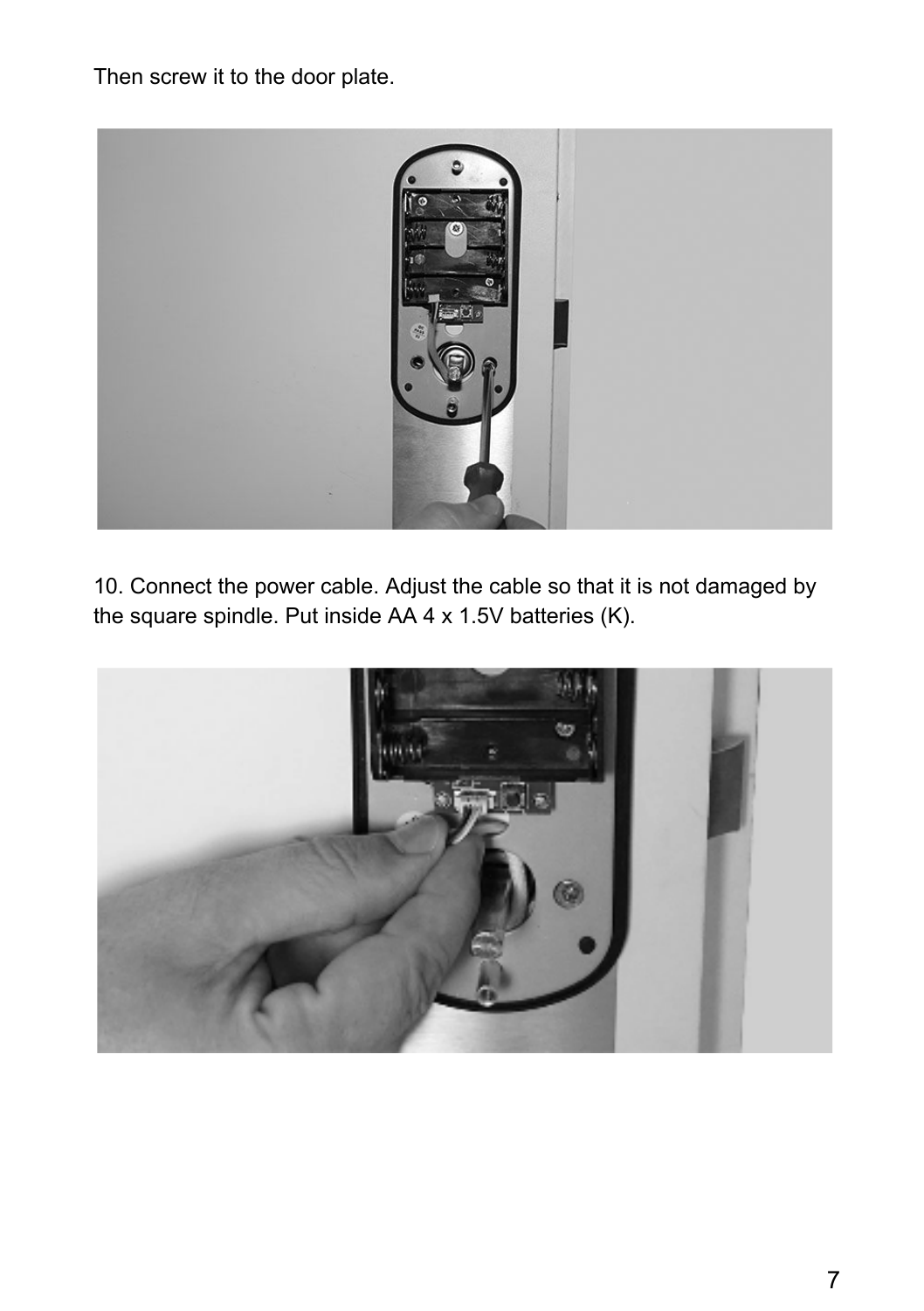Then screw it to the door plate.

10. Connect the power cable. Adjust the cable so that it is not damaged by the square spindle. Put inside AA 4 x 1.5V batteries (K).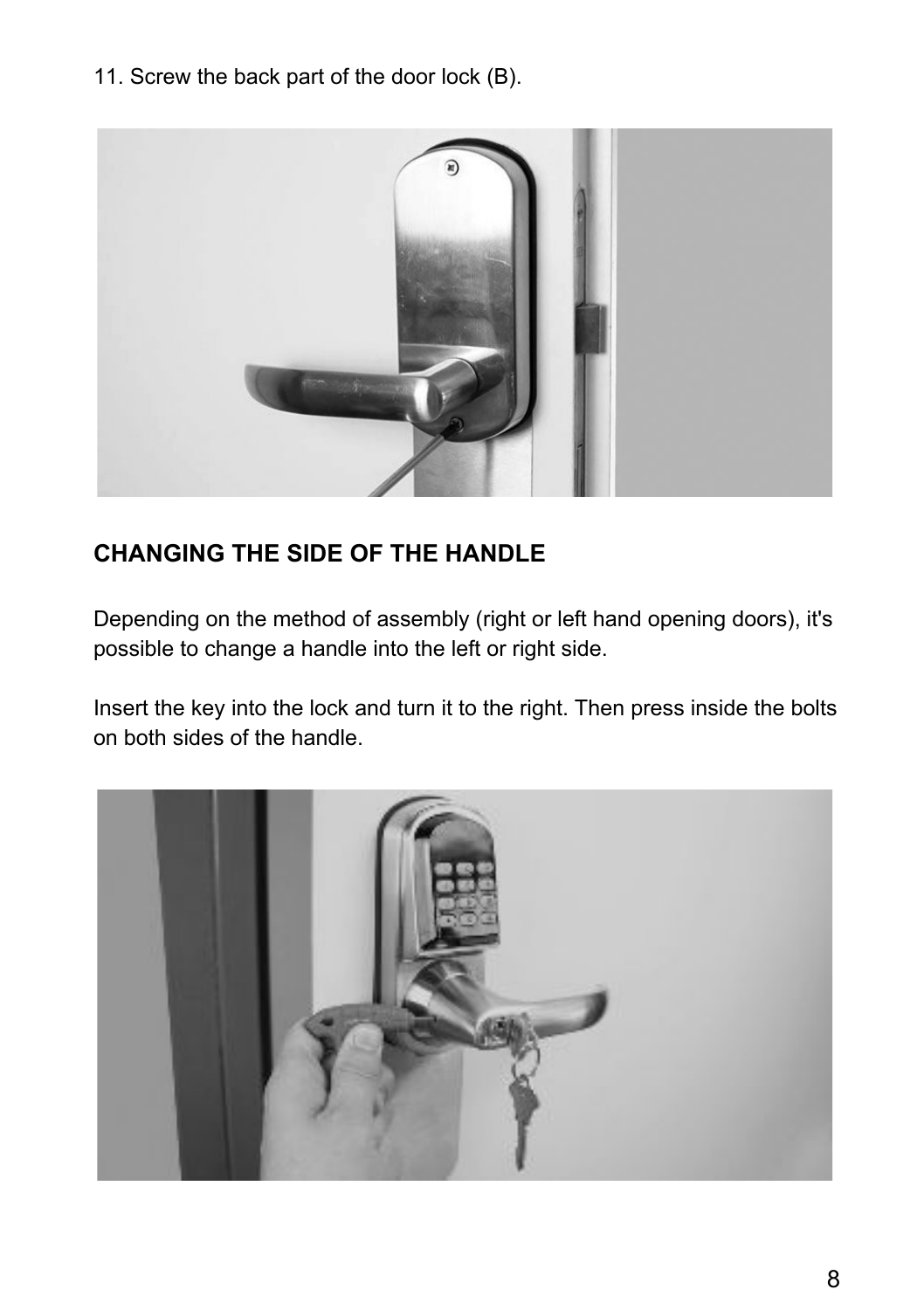11. Screw the back part of the door lock (B).

## CHANGING THE SIDE OF THE HANDLE

Depending on the method of assembly (right or left hand opening doors), it's possible to change a handle into the left or right side.

Insert the key into the lock and turn it to the right. Then press inside the bolts on both sides of the handle.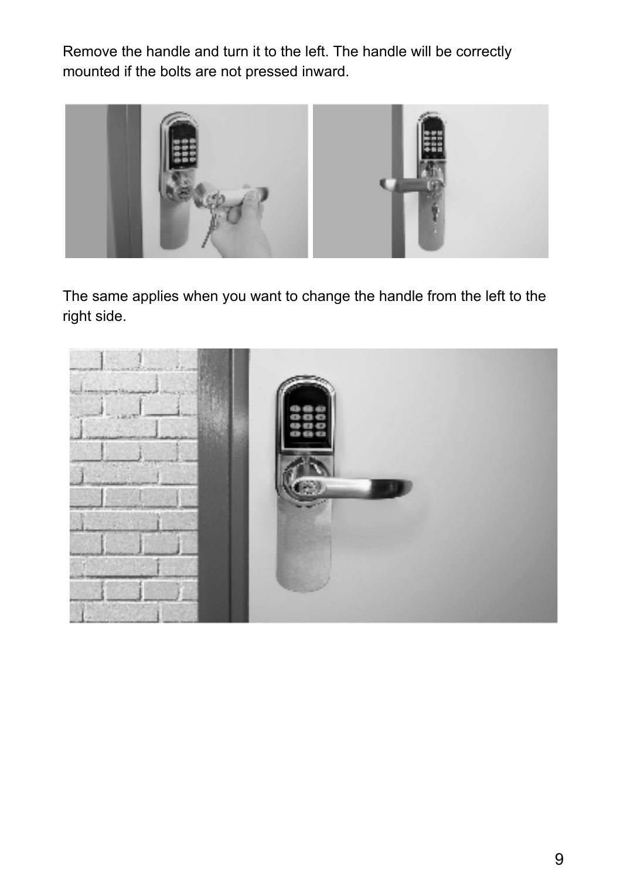Remove the handle and turn it to the left. The handle will be correctly mounted if the bolts are not pressed inward.

The same applies when you want to change the handle from the left to the right side.